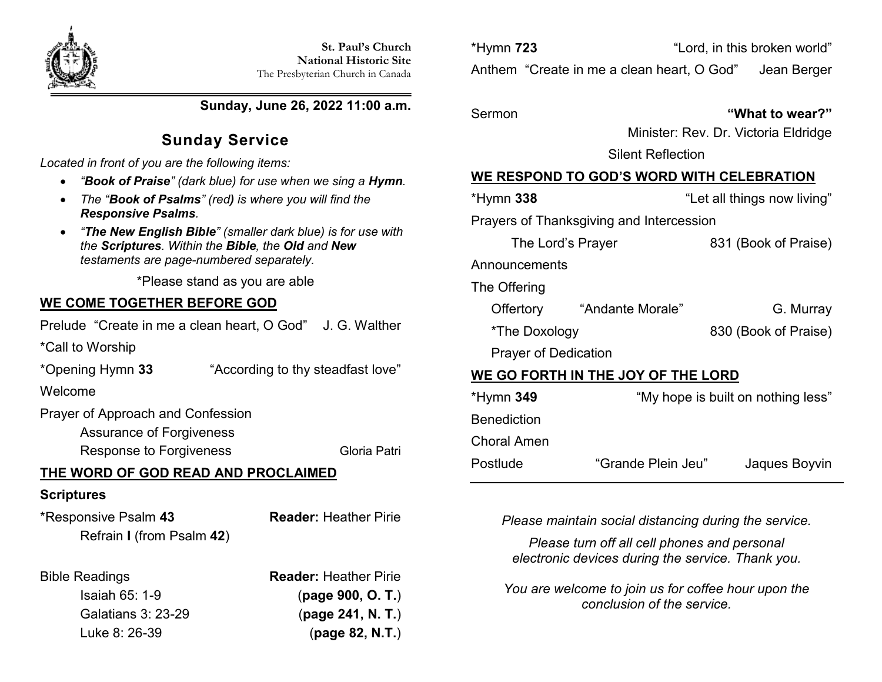**St. Paul's Church**
**National Historic Site**
The Presbyterian Church in Canada

**Sunday, June 26, 2022 11:00 a.m.**

# Sunday Service

*Located in front of you are the following items:*

- *"**Book of Praise**" (dark blue) for use when we sing a **Hymn**.*
- *The "**Book of Psalms**" (red**)** is where you will find the **Responsive Psalms**.*
- *"**The New English Bible**" (smaller dark blue) is for use with the **Scriptures**. Within the **Bible**, the **Old** and **New** testaments are page-numbered separately.*

\*Please stand as you are able

## WE COME TOGETHER BEFORE GOD

Prelude "Create in me a clean heart, O God" J. G. Walther

*Call to Worship

*Opening Hymn **33** "According to thy steadfast love"

Welcome

Prayer of Approach and Confession

Assurance of Forgiveness

Response to Forgiveness Gloria Patri

## THE WORD OF GOD READ AND PROCLAIMED

**Scriptures**

*Responsive Psalm **43** **Reader:** Heather Pirie

Refrain **I** (from Psalm **42**)

Bible Readings **Reader:** Heather Pirie

Isaiah 65: 1-9 (**page 900, O. T.**)

Galatians 3: 23-29 (**page 241, N. T.**)

Luke 8: 26-39 (**page 82, N.T.**)

*Hymn **723** "Lord, in this broken world"

Anthem "Create in me a clean heart, O God" Jean Berger

Sermon **"What to wear?"**

Minister: Rev. Dr. Victoria Eldridge

Silent Reflection

## WE RESPOND TO GOD'S WORD WITH CELEBRATION

*Hymn **338** "Let all things now living"

Prayers of Thanksgiving and Intercession

The Lord's Prayer 831 (Book of Praise)

Announcements

The Offering

Offertory "Andante Morale" G. Murray

*The Doxology 830 (Book of Praise)

Prayer of Dedication

## WE GO FORTH IN THE JOY OF THE LORD

*Hymn **349** "My hope is built on nothing less"

Benediction

Choral Amen

Postlude "Grande Plein Jeu" Jaques Boyvin

---

*Please maintain social distancing during the service.*

*Please turn off all cell phones and personal electronic devices during the service. Thank you.*

*You are welcome to join us for coffee hour upon the conclusion of the service.*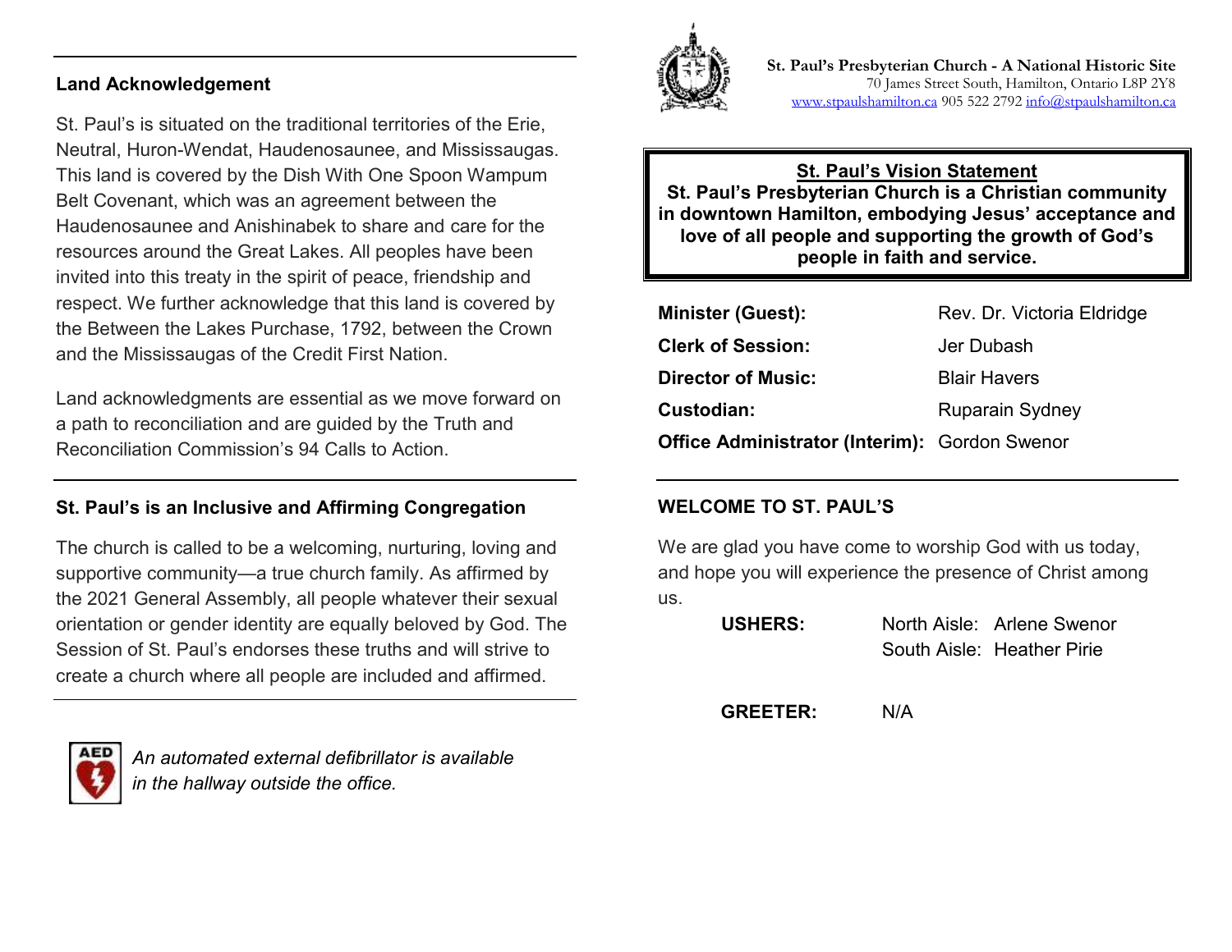## Land Acknowledgement

St. Paul's is situated on the traditional territories of the Erie, Neutral, Huron-Wendat, Haudenosaunee, and Mississaugas. This land is covered by the Dish With One Spoon Wampum Belt Covenant, which was an agreement between the Haudenosaunee and Anishinabek to share and care for the resources around the Great Lakes. All peoples have been invited into this treaty in the spirit of peace, friendship and respect. We further acknowledge that this land is covered by the Between the Lakes Purchase, 1792, between the Crown and the Mississaugas of the Credit First Nation.

Land acknowledgments are essential as we move forward on a path to reconciliation and are guided by the Truth and Reconciliation Commission's 94 Calls to Action.

## St. Paul's is an Inclusive and Affirming Congregation

The church is called to be a welcoming, nurturing, loving and supportive community—a true church family. As affirmed by the 2021 General Assembly, all people whatever their sexual orientation or gender identity are equally beloved by God. The Session of St. Paul's endorses these truths and will strive to create a church where all people are included and affirmed.

AED *An automated external defibrillator is available in the hallway outside the office.*

**St. Paul's Presbyterian Church - A National Historic Site**
70 James Street South, Hamilton, Ontario L8P 2Y8
www.stpaulshamilton.ca 905 522 2792 info@stpaulshamilton.ca

**St. Paul's Vision Statement**
**St. Paul's Presbyterian Church is a Christian community in downtown Hamilton, embodying Jesus' acceptance and love of all people and supporting the growth of God's people in faith and service.**

| | |
|---|---|
| **Minister (Guest):** | Rev. Dr. Victoria Eldridge |
| **Clerk of Session:** | Jer Dubash |
| **Director of Music:** | Blair Havers |
| **Custodian:** | Ruparain Sydney |
| **Office Administrator (Interim):** | Gordon Swenor |

## WELCOME TO ST. PAUL'S

We are glad you have come to worship God with us today, and hope you will experience the presence of Christ among us.

| | | |
|---|---|---|
| **USHERS:** | North Aisle: | Arlene Swenor |
| | South Aisle: | Heather Pirie |
| **GREETER:** | N/A | |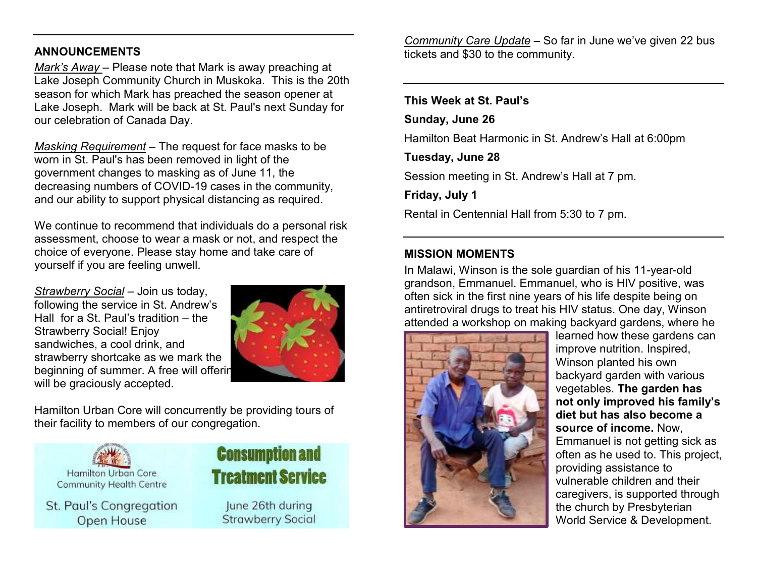## ANNOUNCEMENTS

*Mark's Away* – Please note that Mark is away preaching at Lake Joseph Community Church in Muskoka. This is the 20th season for which Mark has preached the season opener at Lake Joseph. Mark will be back at St. Paul's next Sunday for our celebration of Canada Day.

*Masking Requirement* – The request for face masks to be worn in St. Paul's has been removed in light of the government changes to masking as of June 11, the decreasing numbers of COVID-19 cases in the community, and our ability to support physical distancing as required.

We continue to recommend that individuals do a personal risk assessment, choose to wear a mask or not, and respect the choice of everyone. Please stay home and take care of yourself if you are feeling unwell.

*Strawberry Social* – Join us today, following the service in St. Andrew's Hall for a St. Paul's tradition – the Strawberry Social! Enjoy sandwiches, a cool drink, and strawberry shortcake as we mark the beginning of summer. A free will offering will be graciously accepted.

Hamilton Urban Core will concurrently be providing tours of their facility to members of our congregation.

Hamilton Urban Core Community Health Centre

St. Paul's Congregation Open House

**Consumption and Treatment Service**

June 26th during Strawberry Social

*Community Care Update* – So far in June we've given 22 bus tickets and $30 to the community.

---

**This Week at St. Paul's**

**Sunday, June 26**

Hamilton Beat Harmonic in St. Andrew's Hall at 6:00pm

**Tuesday, June 28**

Session meeting in St. Andrew's Hall at 7 pm.

**Friday, July 1**

Rental in Centennial Hall from 5:30 to 7 pm.

---

## MISSION MOMENTS

In Malawi, Winson is the sole guardian of his 11-year-old grandson, Emmanuel. Emmanuel, who is HIV positive, was often sick in the first nine years of his life despite being on antiretroviral drugs to treat his HIV status. One day, Winson attended a workshop on making backyard gardens, where he learned how these gardens can improve nutrition. Inspired, Winson planted his own backyard garden with various vegetables. **The garden has not only improved his family's diet but has also become a source of income.** Now, Emmanuel is not getting sick as often as he used to. This project, providing assistance to vulnerable children and their caregivers, is supported through the church by Presbyterian World Service & Development.